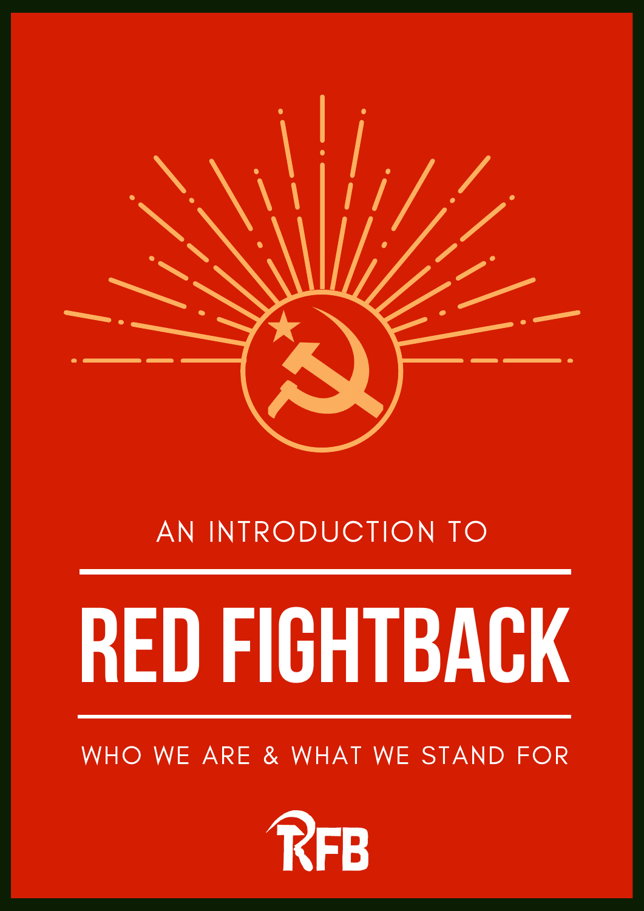AN INTRODUCTION TO

# RED FIGHTBACK

WHO WE ARE & WHAT WE STAND FOR

RFB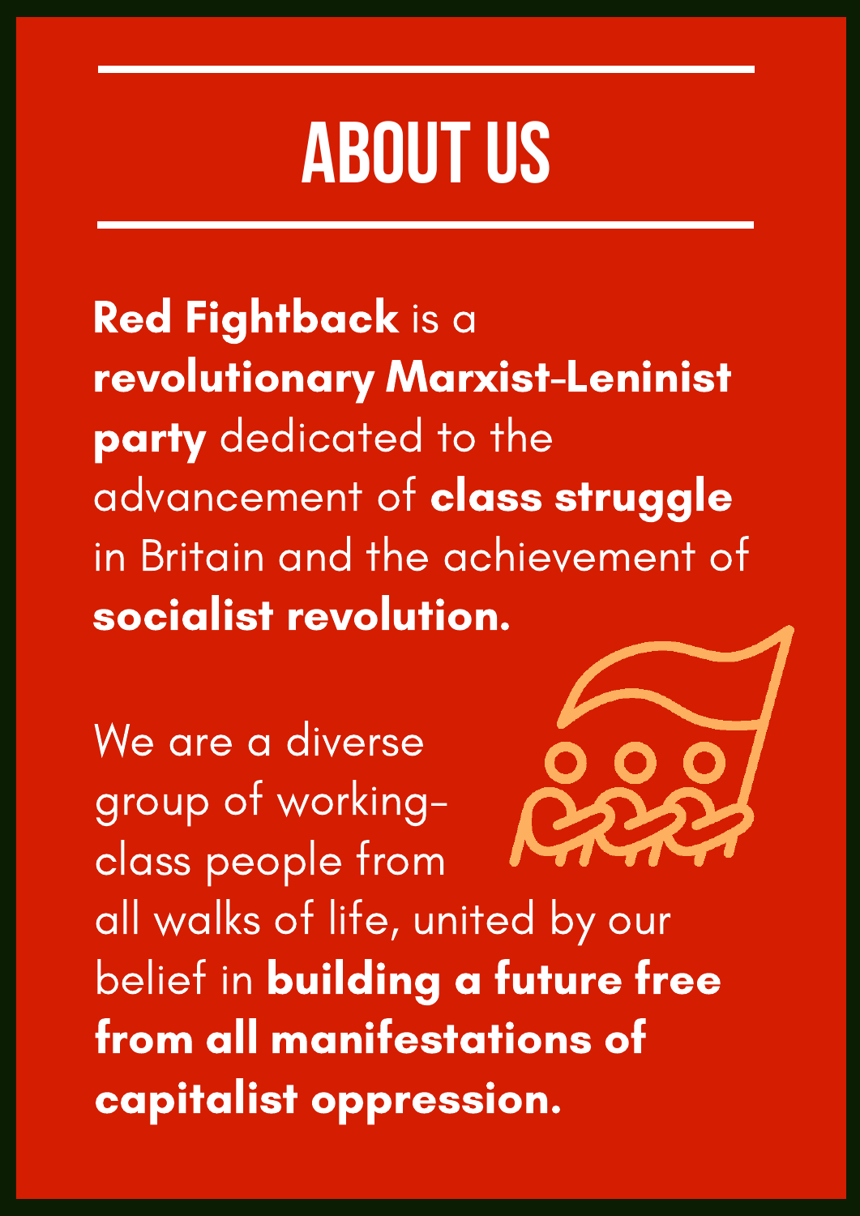# ABOUT US

**Red Fightback** is a **revolutionary Marxist-Leninist party** dedicated to the advancement of **class struggle** in Britain and the achievement of **socialist revolution.**

We are a diverse group of working-class people from all walks of life, united by our belief in **building a future free from all manifestations of capitalist oppression.**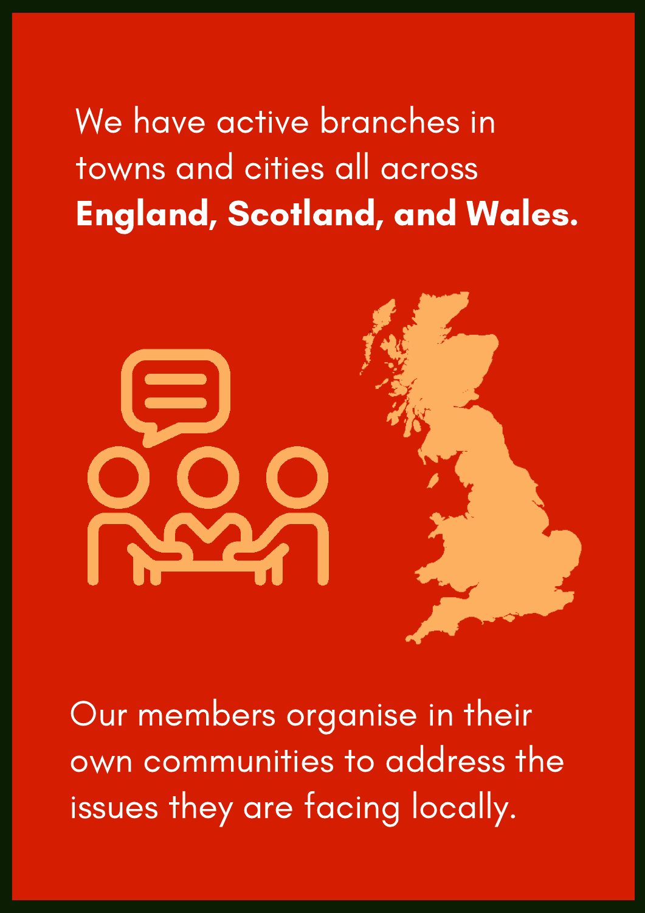We have active branches in towns and cities all across **England, Scotland, and Wales.**

Our members organise in their own communities to address the issues they are facing locally.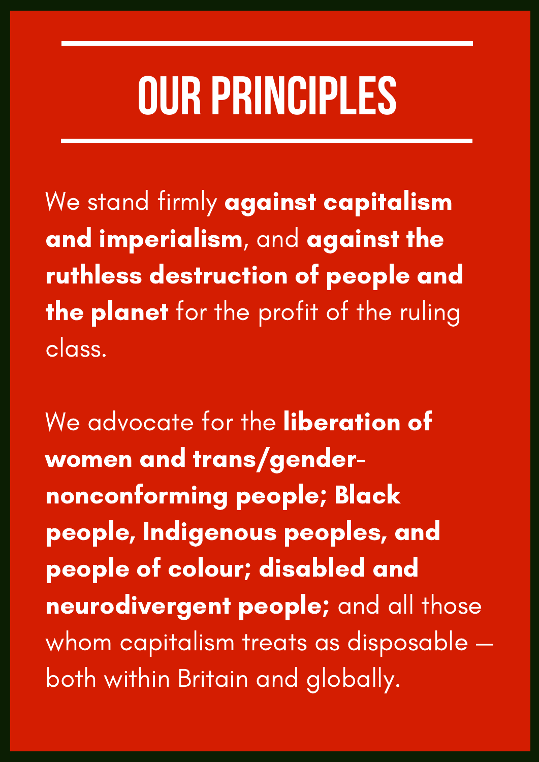# OUR PRINCIPLES

We stand firmly **against capitalism and imperialism**, and **against the ruthless destruction of people and the planet** for the profit of the ruling class.

We advocate for the **liberation of women and trans/gender-nonconforming people; Black people, Indigenous peoples, and people of colour; disabled and neurodivergent people;** and all those whom capitalism treats as disposable — both within Britain and globally.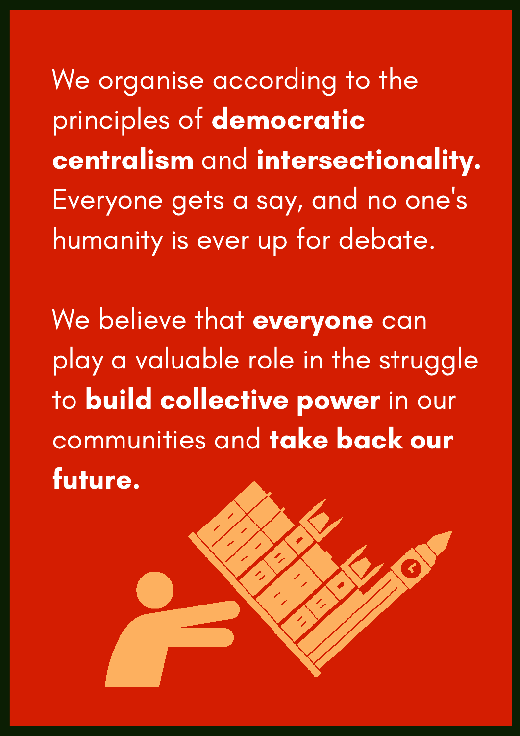We organise according to the principles of **democratic centralism** and **intersectionality.** Everyone gets a say, and no one's humanity is ever up for debate.

We believe that **everyone** can play a valuable role in the struggle to **build collective power** in our communities and **take back our future.**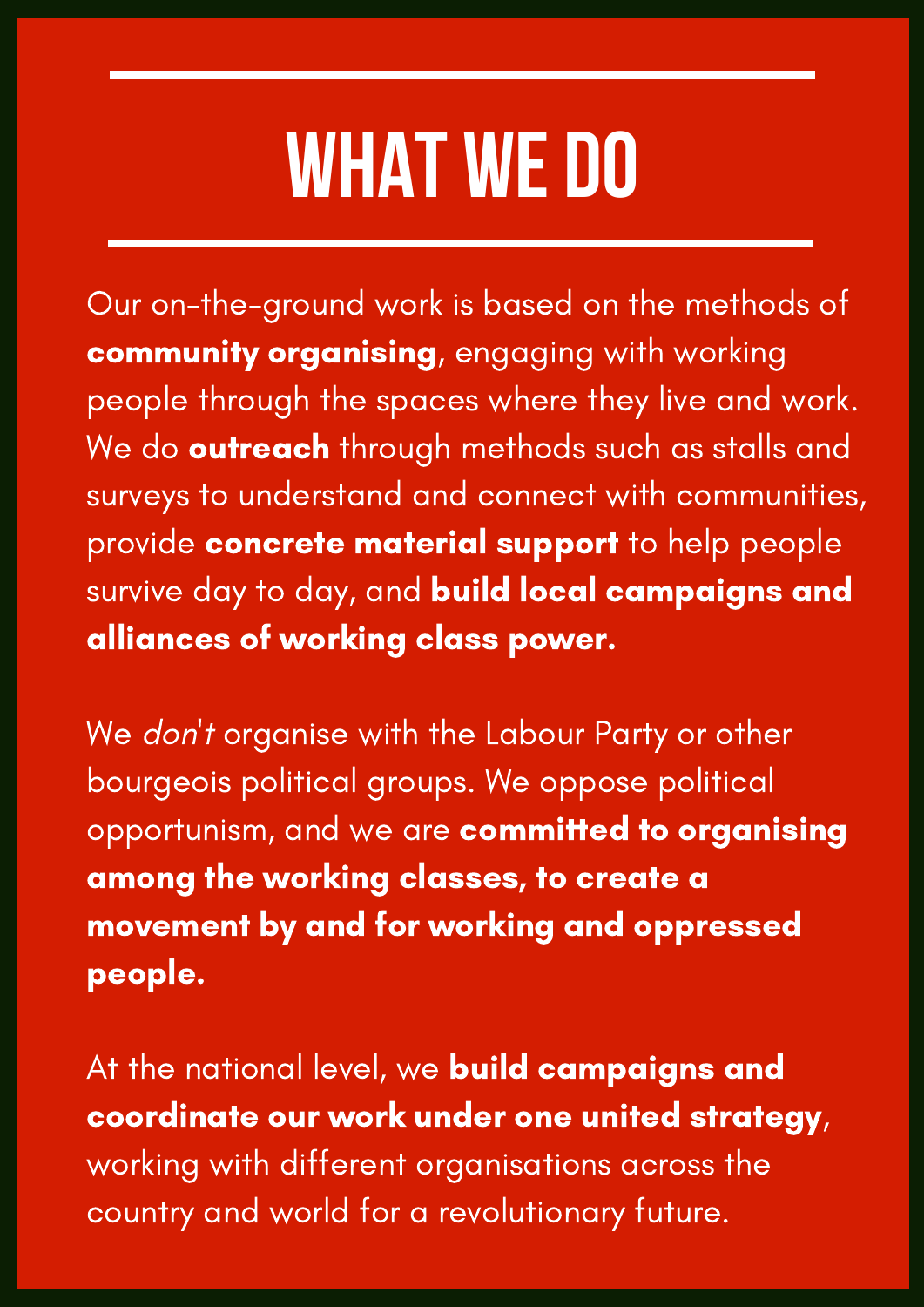# WHAT WE DO

Our on-the-ground work is based on the methods of **community organising**, engaging with working people through the spaces where they live and work. We do **outreach** through methods such as stalls and surveys to understand and connect with communities, provide **concrete material support** to help people survive day to day, and **build local campaigns and alliances of working class power.**

We *don't* organise with the Labour Party or other bourgeois political groups. We oppose political opportunism, and we are **committed to organising among the working classes, to create a movement by and for working and oppressed people.**

At the national level, we **build campaigns and coordinate our work under one united strategy**, working with different organisations across the country and world for a revolutionary future.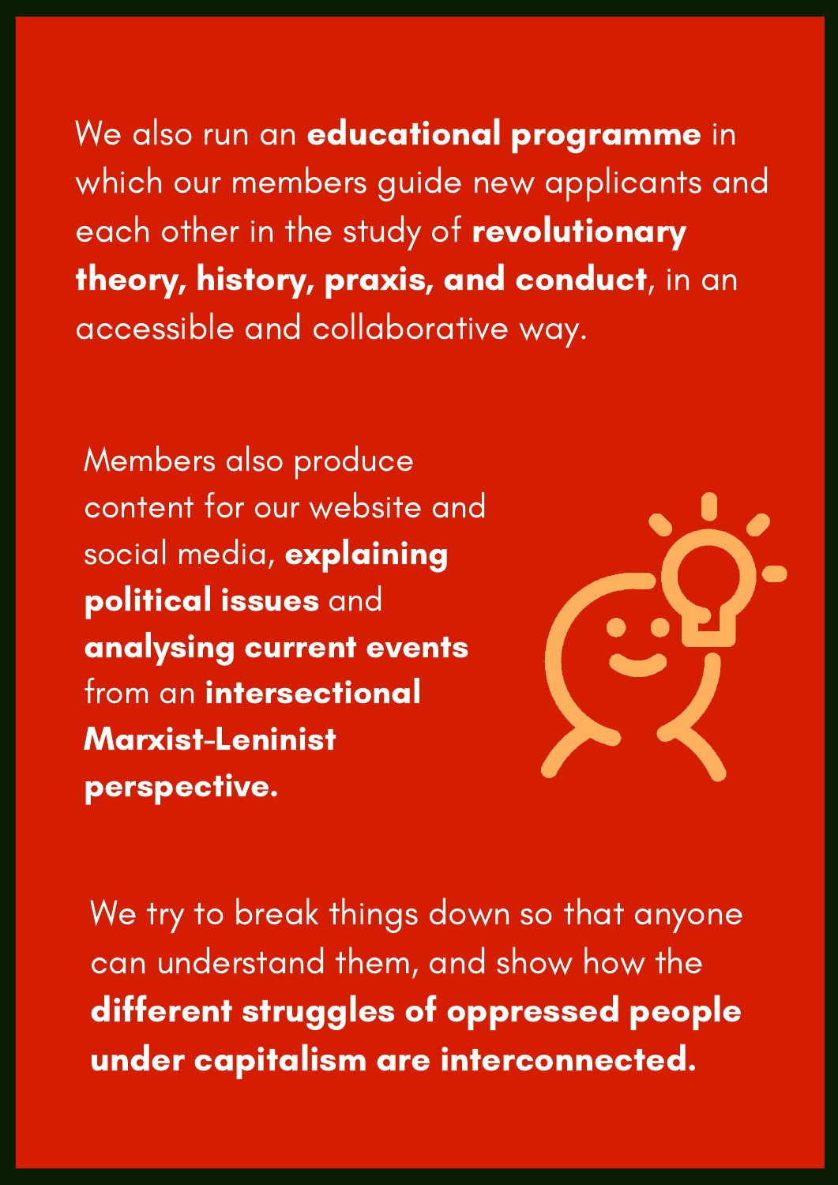We also run an **educational programme** in which our members guide new applicants and each other in the study of **revolutionary theory, history, praxis, and conduct**, in an accessible and collaborative way.

Members also produce content for our website and social media, **explaining political issues** and **analysing current events** from an **intersectional Marxist-Leninist perspective.**

We try to break things down so that anyone can understand them, and show how the **different struggles of oppressed people under capitalism are interconnected.**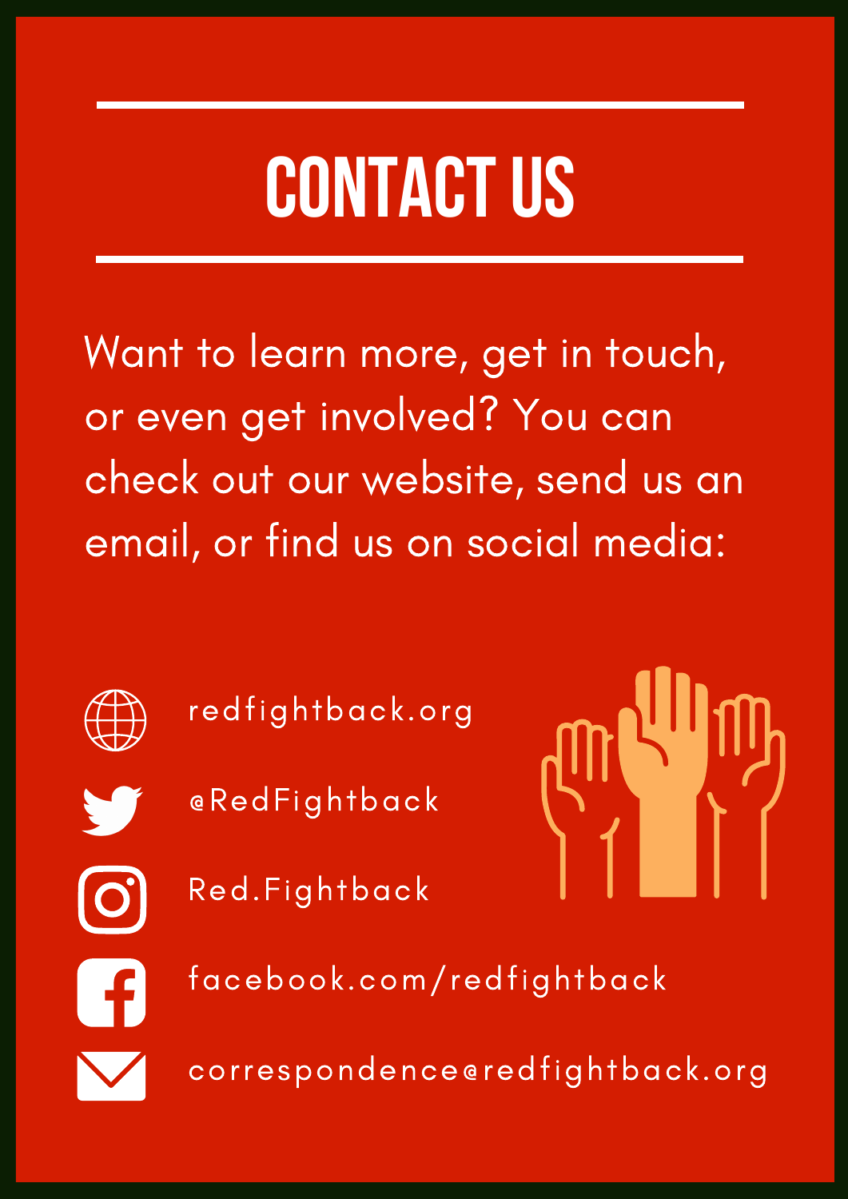# CONTACT US

Want to learn more, get in touch, or even get involved? You can check out our website, send us an email, or find us on social media:

redfightback.org

@RedFightback

Red.Fightback

facebook.com/redfightback

correspondence@redfightback.org